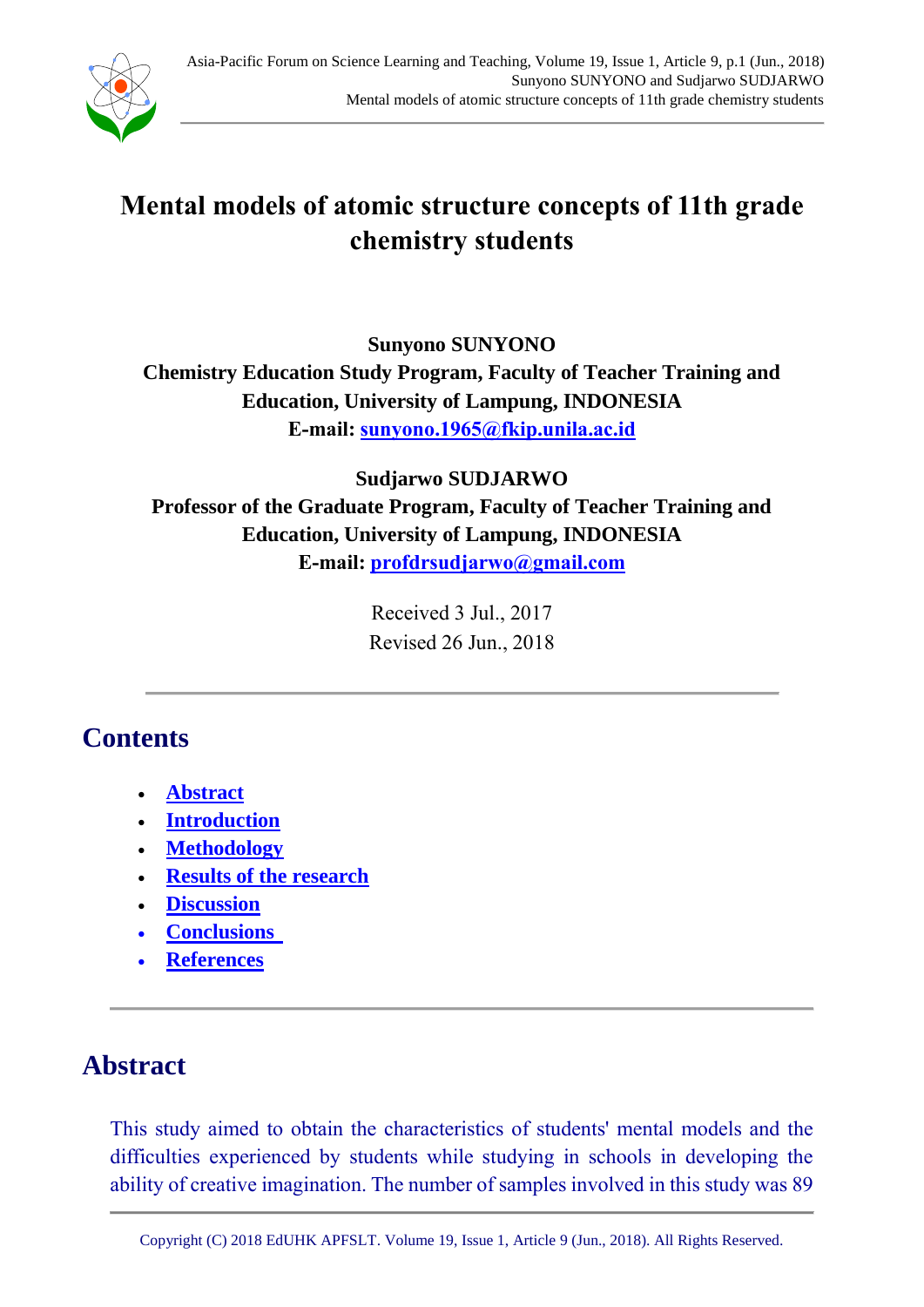// Mental models of atomic structure concepts of 11th grade chemistry students

# Mental models of atomic structure concepts of 11th grade chemistry students

**Sunyono SUNYONO**
**Chemistry Education Study Program, Faculty of Teacher Training and Education, University of Lampung, INDONESIA**
**E-mail: sunyono.1965@fkip.unila.ac.id**

**Sudjarwo SUDJARWO**
**Professor of the Graduate Program, Faculty of Teacher Training and Education, University of Lampung, INDONESIA**
**E-mail: profdrsudjarwo@gmail.com**

Received 3 Jul., 2017
Revised 26 Jun., 2018

## Contents

- Abstract
- Introduction
- Methodology
- Results of the research
- Discussion
- Conclusions
- References

## Abstract

This study aimed to obtain the characteristics of students' mental models and the difficulties experienced by students while studying in schools in developing the ability of creative imagination. The number of samples involved in this study was 89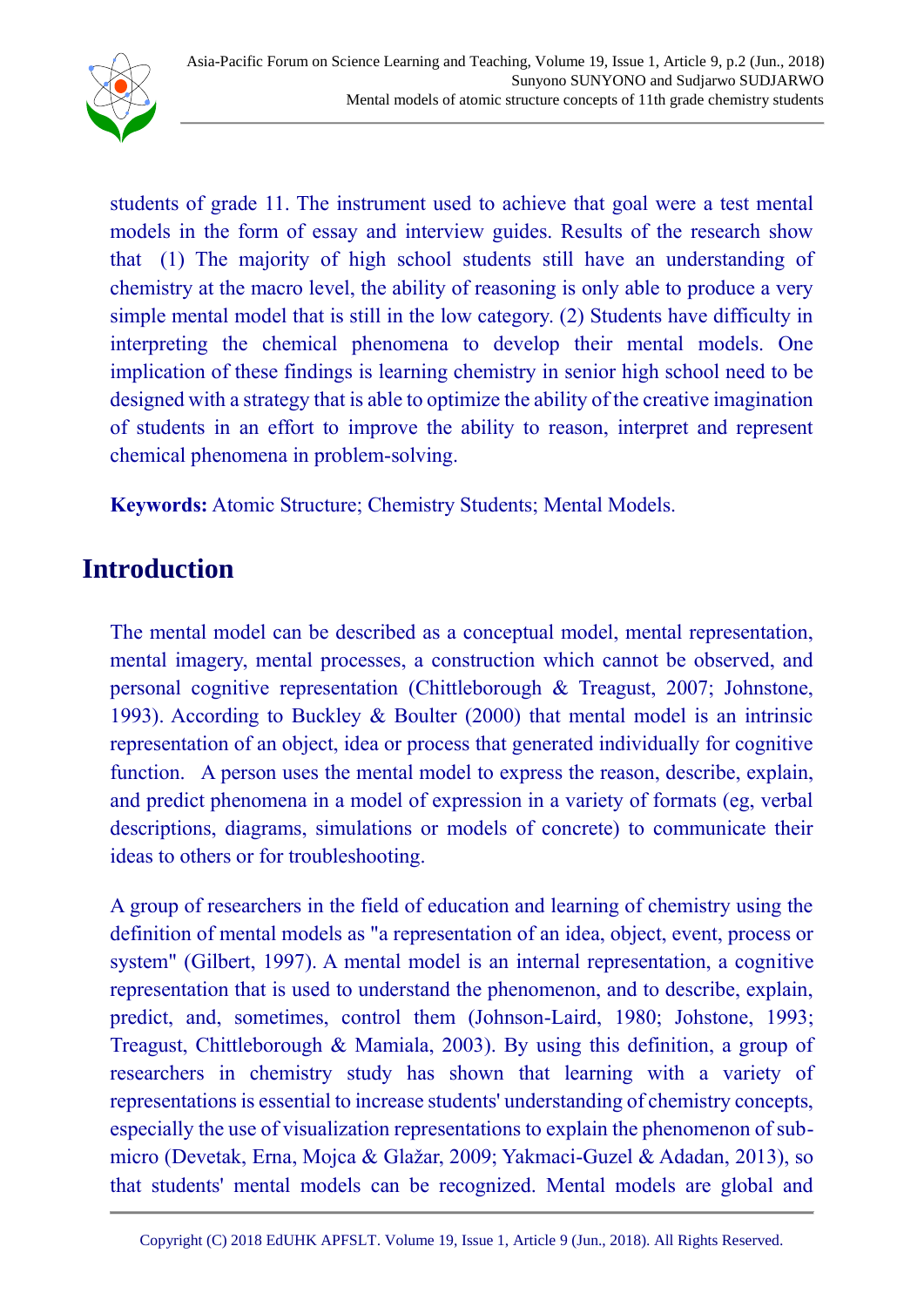students of grade 11. The instrument used to achieve that goal were a test mental models in the form of essay and interview guides. Results of the research show that (1) The majority of high school students still have an understanding of chemistry at the macro level, the ability of reasoning is only able to produce a very simple mental model that is still in the low category. (2) Students have difficulty in interpreting the chemical phenomena to develop their mental models. One implication of these findings is learning chemistry in senior high school need to be designed with a strategy that is able to optimize the ability of the creative imagination of students in an effort to improve the ability to reason, interpret and represent chemical phenomena in problem-solving.

**Keywords:** Atomic Structure; Chemistry Students; Mental Models.

## Introduction

The mental model can be described as a conceptual model, mental representation, mental imagery, mental processes, a construction which cannot be observed, and personal cognitive representation (Chittleborough & Treagust, 2007; Johnstone, 1993). According to Buckley & Boulter (2000) that mental model is an intrinsic representation of an object, idea or process that generated individually for cognitive function. A person uses the mental model to express the reason, describe, explain, and predict phenomena in a model of expression in a variety of formats (eg, verbal descriptions, diagrams, simulations or models of concrete) to communicate their ideas to others or for troubleshooting.

A group of researchers in the field of education and learning of chemistry using the definition of mental models as "a representation of an idea, object, event, process or system" (Gilbert, 1997). A mental model is an internal representation, a cognitive representation that is used to understand the phenomenon, and to describe, explain, predict, and, sometimes, control them (Johnson-Laird, 1980; Johstone, 1993; Treagust, Chittleborough & Mamiala, 2003). By using this definition, a group of researchers in chemistry study has shown that learning with a variety of representations is essential to increase students' understanding of chemistry concepts, especially the use of visualization representations to explain the phenomenon of sub-micro (Devetak, Erna, Mojca & Glažar, 2009; Yakmaci-Guzel & Adadan, 2013), so that students' mental models can be recognized. Mental models are global and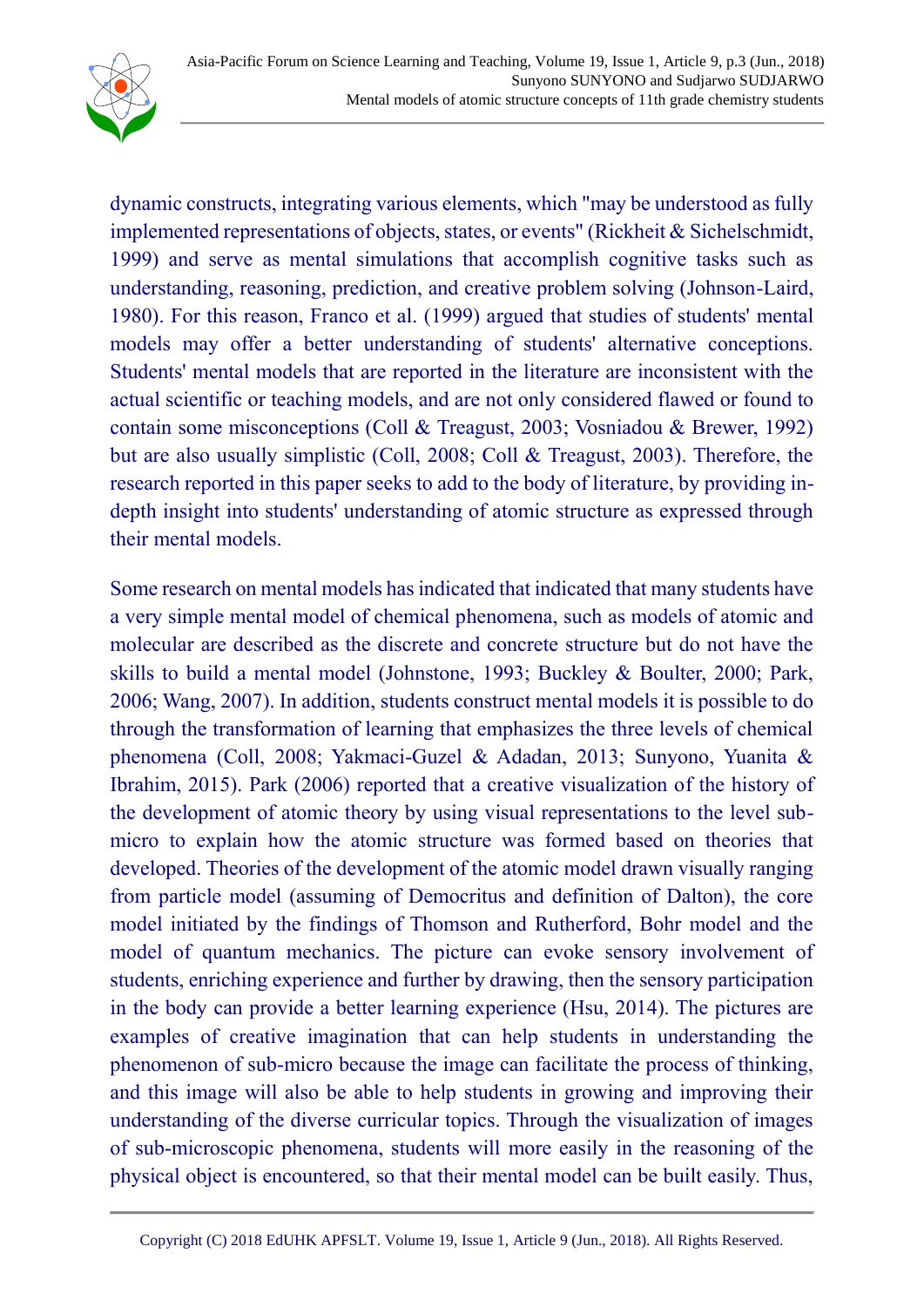dynamic constructs, integrating various elements, which "may be understood as fully implemented representations of objects, states, or events" (Rickheit & Sichelschmidt, 1999) and serve as mental simulations that accomplish cognitive tasks such as understanding, reasoning, prediction, and creative problem solving (Johnson-Laird, 1980). For this reason, Franco et al. (1999) argued that studies of students' mental models may offer a better understanding of students' alternative conceptions. Students' mental models that are reported in the literature are inconsistent with the actual scientific or teaching models, and are not only considered flawed or found to contain some misconceptions (Coll & Treagust, 2003; Vosniadou & Brewer, 1992) but are also usually simplistic (Coll, 2008; Coll & Treagust, 2003). Therefore, the research reported in this paper seeks to add to the body of literature, by providing in-depth insight into students' understanding of atomic structure as expressed through their mental models.

Some research on mental models has indicated that indicated that many students have a very simple mental model of chemical phenomena, such as models of atomic and molecular are described as the discrete and concrete structure but do not have the skills to build a mental model (Johnstone, 1993; Buckley & Boulter, 2000; Park, 2006; Wang, 2007). In addition, students construct mental models it is possible to do through the transformation of learning that emphasizes the three levels of chemical phenomena (Coll, 2008; Yakmaci-Guzel & Adadan, 2013; Sunyono, Yuanita & Ibrahim, 2015). Park (2006) reported that a creative visualization of the history of the development of atomic theory by using visual representations to the level sub-micro to explain how the atomic structure was formed based on theories that developed. Theories of the development of the atomic model drawn visually ranging from particle model (assuming of Democritus and definition of Dalton), the core model initiated by the findings of Thomson and Rutherford, Bohr model and the model of quantum mechanics. The picture can evoke sensory involvement of students, enriching experience and further by drawing, then the sensory participation in the body can provide a better learning experience (Hsu, 2014). The pictures are examples of creative imagination that can help students in understanding the phenomenon of sub-micro because the image can facilitate the process of thinking, and this image will also be able to help students in growing and improving their understanding of the diverse curricular topics. Through the visualization of images of sub-microscopic phenomena, students will more easily in the reasoning of the physical object is encountered, so that their mental model can be built easily. Thus,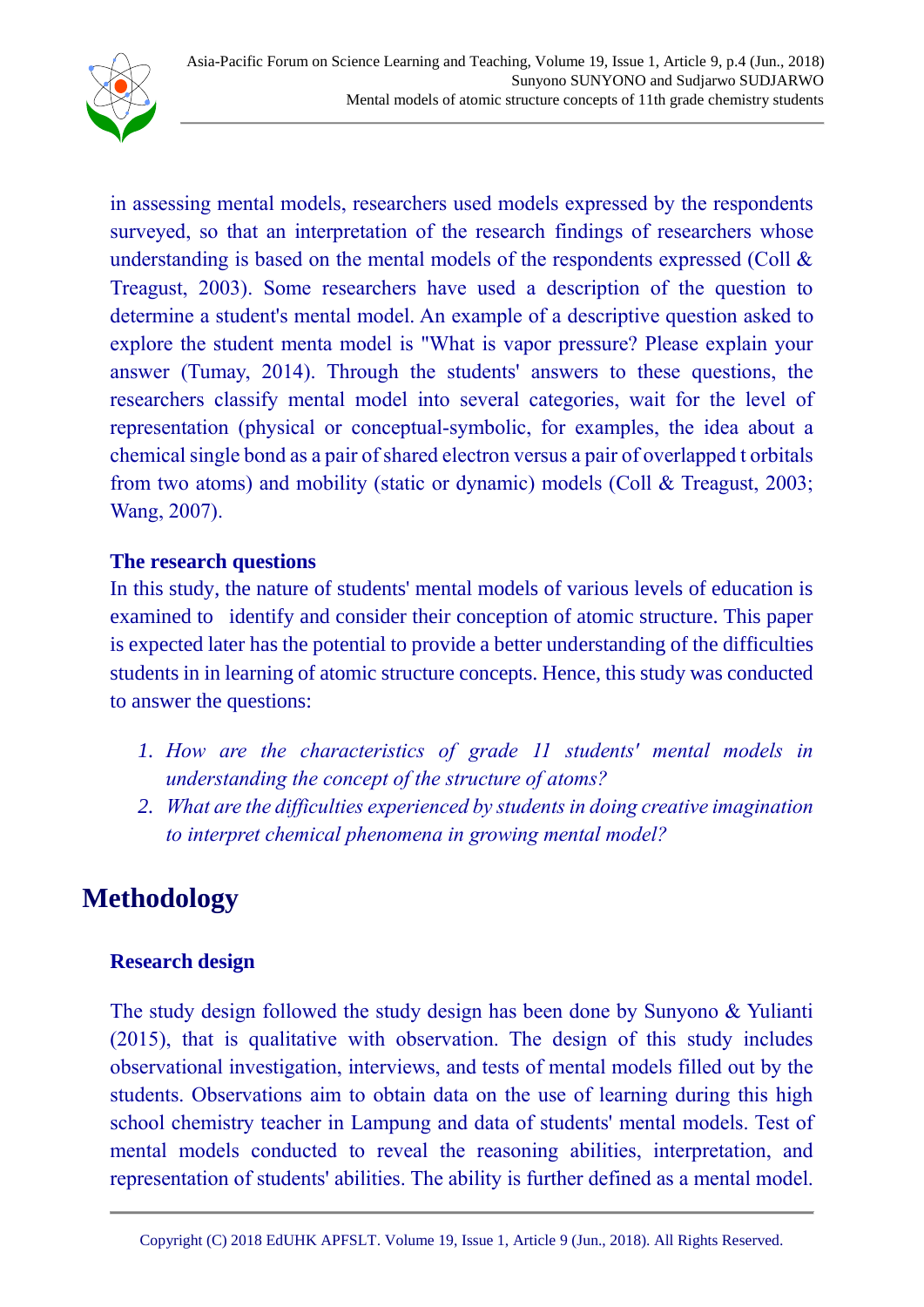in assessing mental models, researchers used models expressed by the respondents surveyed, so that an interpretation of the research findings of researchers whose understanding is based on the mental models of the respondents expressed (Coll & Treagust, 2003). Some researchers have used a description of the question to determine a student's mental model. An example of a descriptive question asked to explore the student menta model is "What is vapor pressure? Please explain your answer (Tumay, 2014). Through the students' answers to these questions, the researchers classify mental model into several categories, wait for the level of representation (physical or conceptual-symbolic, for examples, the idea about a chemical single bond as a pair of shared electron versus a pair of overlapped t orbitals from two atoms) and mobility (static or dynamic) models (Coll & Treagust, 2003; Wang, 2007).

### The research questions

In this study, the nature of students' mental models of various levels of education is examined to identify and consider their conception of atomic structure. This paper is expected later has the potential to provide a better understanding of the difficulties students in in learning of atomic structure concepts. Hence, this study was conducted to answer the questions:

1. *How are the characteristics of grade 11 students' mental models in understanding the concept of the structure of atoms?*
2. *What are the difficulties experienced by students in doing creative imagination to interpret chemical phenomena in growing mental model?*

## Methodology

### Research design

The study design followed the study design has been done by Sunyono & Yulianti (2015), that is qualitative with observation. The design of this study includes observational investigation, interviews, and tests of mental models filled out by the students. Observations aim to obtain data on the use of learning during this high school chemistry teacher in Lampung and data of students' mental models. Test of mental models conducted to reveal the reasoning abilities, interpretation, and representation of students' abilities. The ability is further defined as a mental model.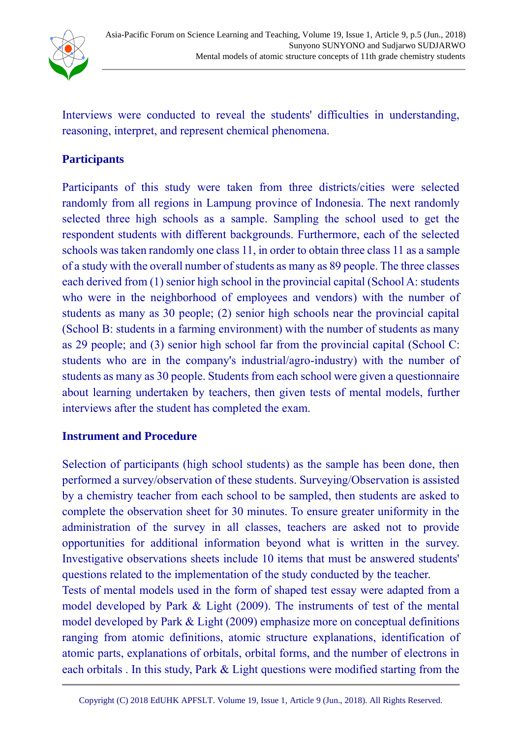Interviews were conducted to reveal the students' difficulties in understanding, reasoning, interpret, and represent chemical phenomena.

### Participants

Participants of this study were taken from three districts/cities were selected randomly from all regions in Lampung province of Indonesia. The next randomly selected three high schools as a sample. Sampling the school used to get the respondent students with different backgrounds. Furthermore, each of the selected schools was taken randomly one class 11, in order to obtain three class 11 as a sample of a study with the overall number of students as many as 89 people. The three classes each derived from (1) senior high school in the provincial capital (School A: students who were in the neighborhood of employees and vendors) with the number of students as many as 30 people; (2) senior high schools near the provincial capital (School B: students in a farming environment) with the number of students as many as 29 people; and (3) senior high school far from the provincial capital (School C: students who are in the company's industrial/agro-industry) with the number of students as many as 30 people. Students from each school were given a questionnaire about learning undertaken by teachers, then given tests of mental models, further interviews after the student has completed the exam.

### Instrument and Procedure

Selection of participants (high school students) as the sample has been done, then performed a survey/observation of these students. Surveying/Observation is assisted by a chemistry teacher from each school to be sampled, then students are asked to complete the observation sheet for 30 minutes. To ensure greater uniformity in the administration of the survey in all classes, teachers are asked not to provide opportunities for additional information beyond what is written in the survey. Investigative observations sheets include 10 items that must be answered students' questions related to the implementation of the study conducted by the teacher.

Tests of mental models used in the form of shaped test essay were adapted from a model developed by Park & Light (2009). The instruments of test of the mental model developed by Park & Light (2009) emphasize more on conceptual definitions ranging from atomic definitions, atomic structure explanations, identification of atomic parts, explanations of orbitals, orbital forms, and the number of electrons in each orbitals . In this study, Park & Light questions were modified starting from the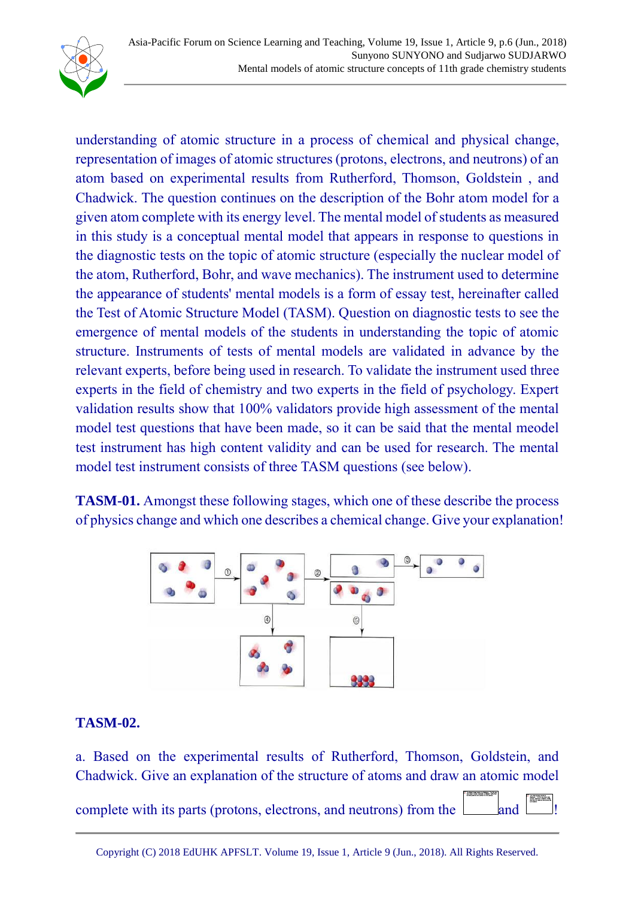understanding of atomic structure in a process of chemical and physical change, representation of images of atomic structures (protons, electrons, and neutrons) of an atom based on experimental results from Rutherford, Thomson, Goldstein , and Chadwick. The question continues on the description of the Bohr atom model for a given atom complete with its energy level. The mental model of students as measured in this study is a conceptual mental model that appears in response to questions in the diagnostic tests on the topic of atomic structure (especially the nuclear model of the atom, Rutherford, Bohr, and wave mechanics). The instrument used to determine the appearance of students' mental models is a form of essay test, hereinafter called the Test of Atomic Structure Model (TASM). Question on diagnostic tests to see the emergence of mental models of the students in understanding the topic of atomic structure. Instruments of tests of mental models are validated in advance by the relevant experts, before being used in research. To validate the instrument used three experts in the field of chemistry and two experts in the field of psychology. Expert validation results show that 100% validators provide high assessment of the mental model test questions that have been made, so it can be said that the mental meodel test instrument has high content validity and can be used for research. The mental model test instrument consists of three TASM questions (see below).

**TASM-01.** Amongst these following stages, which one of these describe the process of physics change and which one describes a chemical change. Give your explanation!

**TASM-02.**

a. Based on the experimental results of Rutherford, Thomson, Goldstein, and Chadwick. Give an explanation of the structure of atoms and draw an atomic model complete with its parts (protons, electrons, and neutrons) from the and !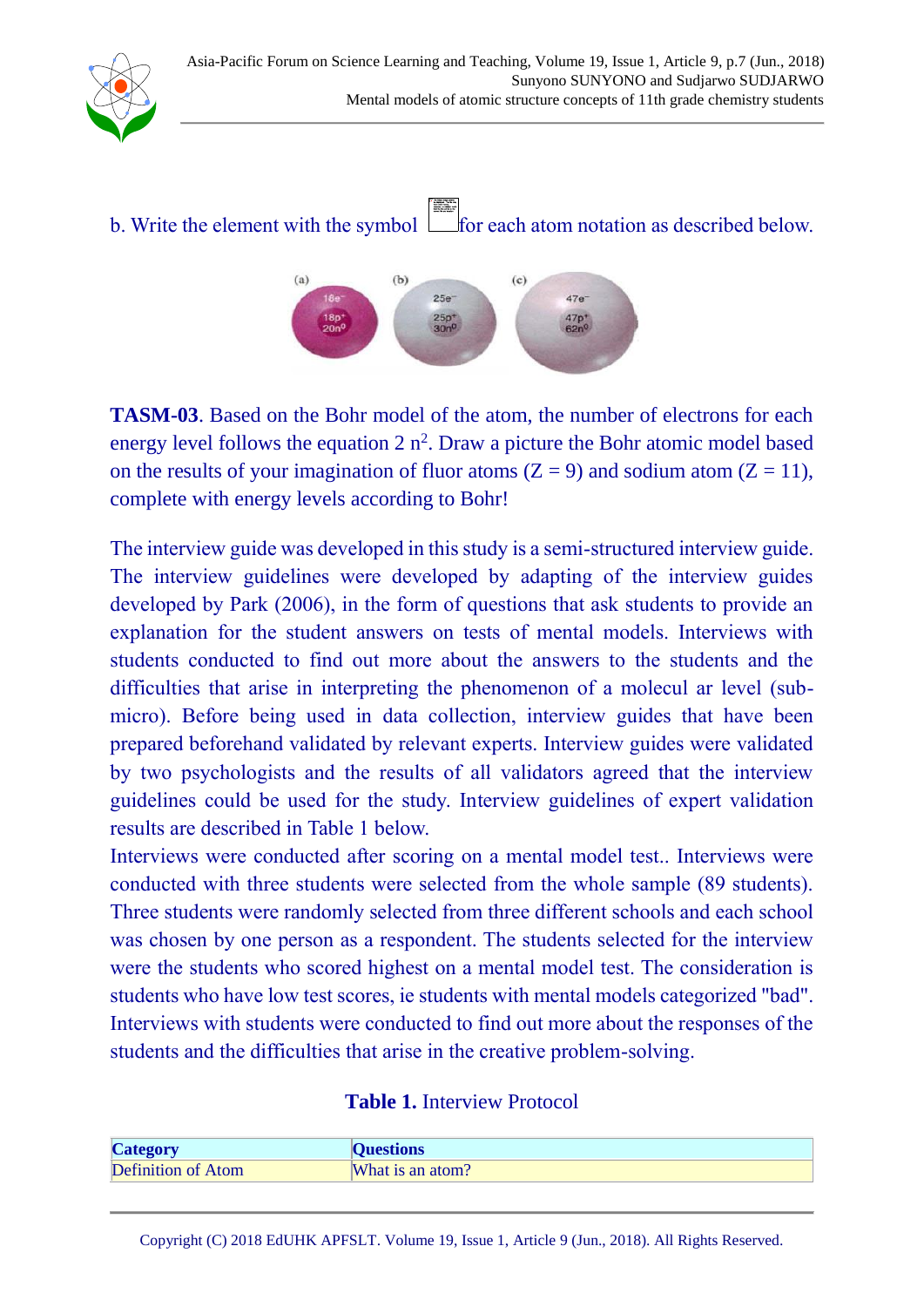b. Write the element with the symbol for each atom notation as described below.

(a) 18e⁻ 18p⁺ 20n⁰ (b) 25e⁻ 25p⁺ 30n⁰ (c) 47e⁻ 47p⁺ 62n⁰

**TASM-03**. Based on the Bohr model of the atom, the number of electrons for each energy level follows the equation $2\ n^2$. Draw a picture the Bohr atomic model based on the results of your imagination of fluor atoms ($Z = 9$) and sodium atom ($Z = 11$), complete with energy levels according to Bohr!

The interview guide was developed in this study is a semi-structured interview guide. The interview guidelines were developed by adapting of the interview guides developed by Park (2006), in the form of questions that ask students to provide an explanation for the student answers on tests of mental models. Interviews with students conducted to find out more about the answers to the students and the difficulties that arise in interpreting the phenomenon of a molecul ar level (sub-micro). Before being used in data collection, interview guides that have been prepared beforehand validated by relevant experts. Interview guides were validated by two psychologists and the results of all validators agreed that the interview guidelines could be used for the study. Interview guidelines of expert validation results are described in Table 1 below.

Interviews were conducted after scoring on a mental model test.. Interviews were conducted with three students were selected from the whole sample (89 students). Three students were randomly selected from three different schools and each school was chosen by one person as a respondent. The students selected for the interview were the students who scored highest on a mental model test. The consideration is students who have low test scores, ie students with mental models categorized "bad". Interviews with students were conducted to find out more about the responses of the students and the difficulties that arise in the creative problem-solving.

**Table 1.** Interview Protocol

| **Category** | **Questions** |
|---|---|
| Definition of Atom | What is an atom? |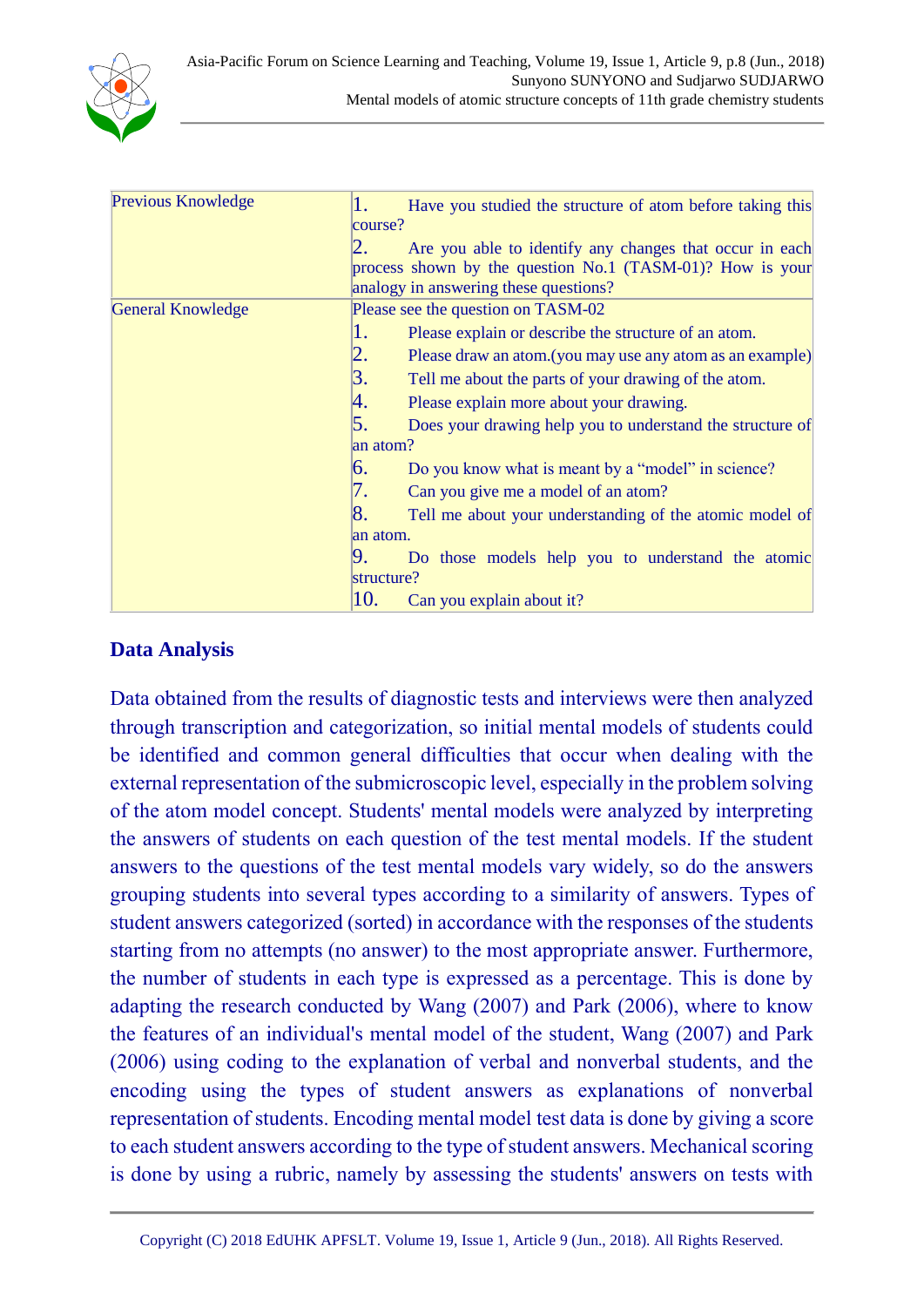| | |
|---|---|
| Previous Knowledge | 1. Have you studied the structure of atom before taking this course?<br>2. Are you able to identify any changes that occur in each process shown by the question No.1 (TASM-01)? How is your analogy in answering these questions? |
| General Knowledge | Please see the question on TASM-02<br>1. Please explain or describe the structure of an atom.<br>2. Please draw an atom.(you may use any atom as an example)<br>3. Tell me about the parts of your drawing of the atom.<br>4. Please explain more about your drawing.<br>5. Does your drawing help you to understand the structure of an atom?<br>6. Do you know what is meant by a "model" in science?<br>7. Can you give me a model of an atom?<br>8. Tell me about your understanding of the atomic model of an atom.<br>9. Do those models help you to understand the atomic structure?<br>10. Can you explain about it? |

## Data Analysis

Data obtained from the results of diagnostic tests and interviews were then analyzed through transcription and categorization, so initial mental models of students could be identified and common general difficulties that occur when dealing with the external representation of the submicroscopic level, especially in the problem solving of the atom model concept. Students' mental models were analyzed by interpreting the answers of students on each question of the test mental models. If the student answers to the questions of the test mental models vary widely, so do the answers grouping students into several types according to a similarity of answers. Types of student answers categorized (sorted) in accordance with the responses of the students starting from no attempts (no answer) to the most appropriate answer. Furthermore, the number of students in each type is expressed as a percentage. This is done by adapting the research conducted by Wang (2007) and Park (2006), where to know the features of an individual's mental model of the student, Wang (2007) and Park (2006) using coding to the explanation of verbal and nonverbal students, and the encoding using the types of student answers as explanations of nonverbal representation of students. Encoding mental model test data is done by giving a score to each student answers according to the type of student answers. Mechanical scoring is done by using a rubric, namely by assessing the students' answers on tests with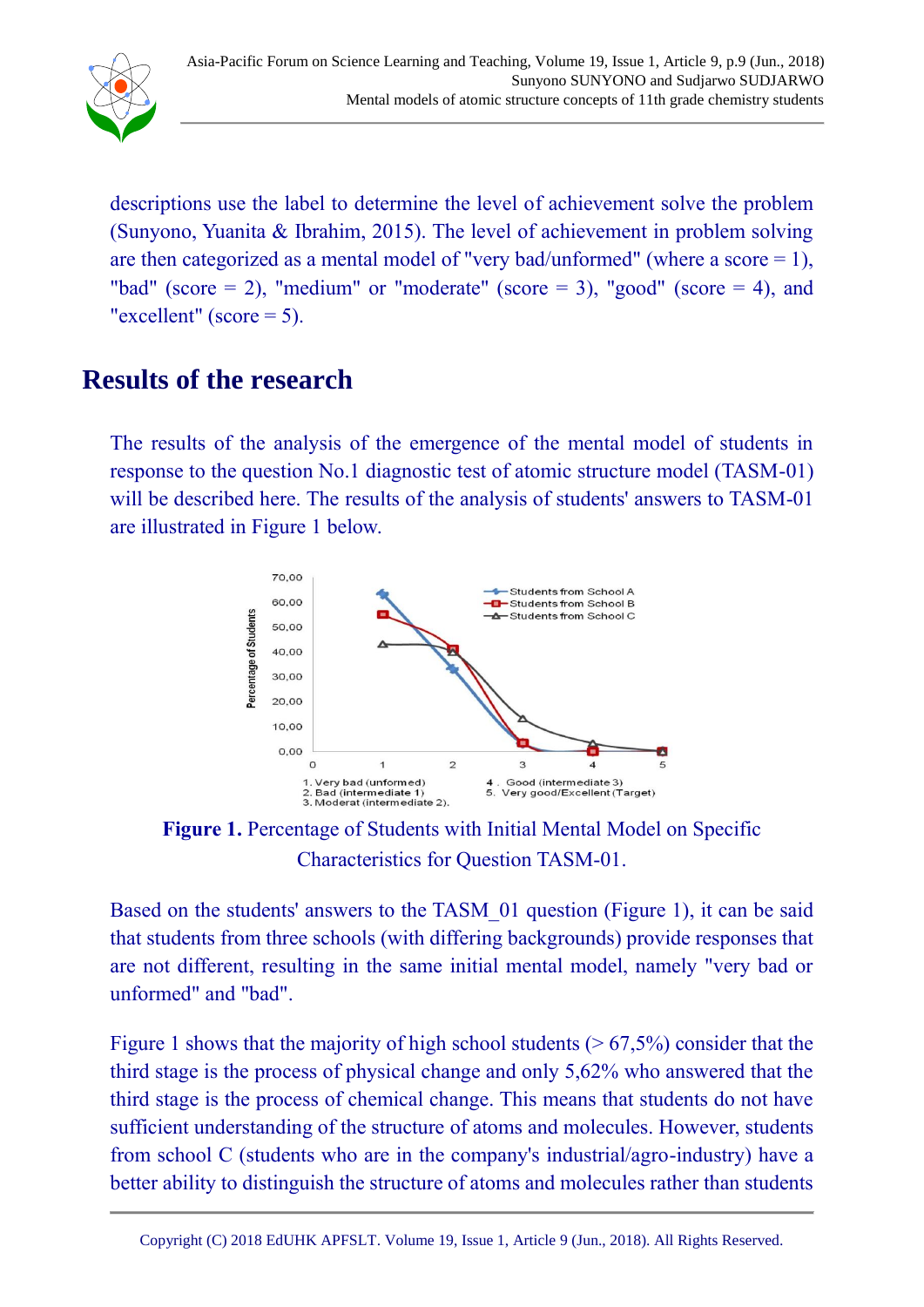descriptions use the label to determine the level of achievement solve the problem (Sunyono, Yuanita & Ibrahim, 2015). The level of achievement in problem solving are then categorized as a mental model of "very bad/unformed" (where a score = 1), "bad" (score = 2), "medium" or "moderate" (score = 3), "good" (score = 4), and "excellent" (score = 5).

## Results of the research

The results of the analysis of the emergence of the mental model of students in response to the question No.1 diagnostic test of atomic structure model (TASM-01) will be described here. The results of the analysis of students' answers to TASM-01 are illustrated in Figure 1 below.

**Figure 1.** Percentage of Students with Initial Mental Model on Specific Characteristics for Question TASM-01.

Based on the students' answers to the TASM_01 question (Figure 1), it can be said that students from three schools (with differing backgrounds) provide responses that are not different, resulting in the same initial mental model, namely "very bad or unformed" and "bad".

Figure 1 shows that the majority of high school students (> 67,5%) consider that the third stage is the process of physical change and only 5,62% who answered that the third stage is the process of chemical change. This means that students do not have sufficient understanding of the structure of atoms and molecules. However, students from school C (students who are in the company's industrial/agro-industry) have a better ability to distinguish the structure of atoms and molecules rather than students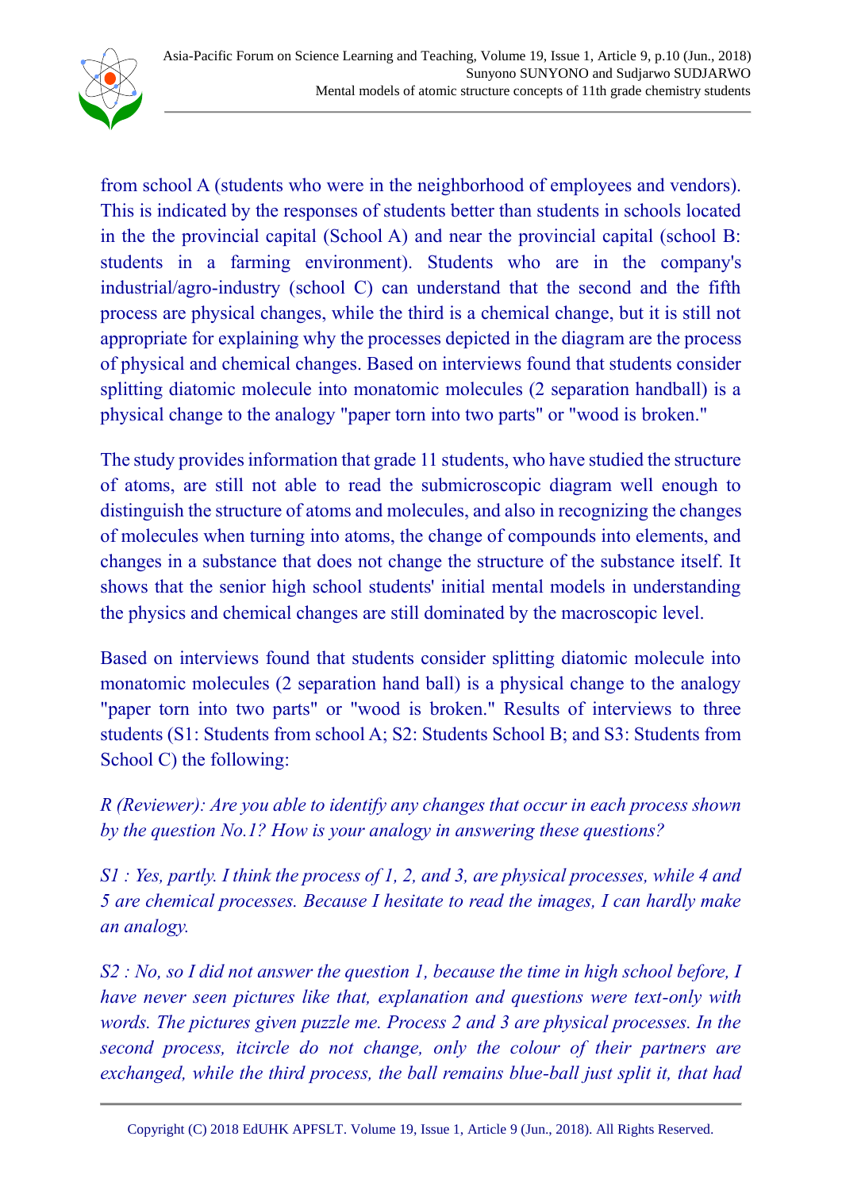from school A (students who were in the neighborhood of employees and vendors). This is indicated by the responses of students better than students in schools located in the the provincial capital (School A) and near the provincial capital (school B: students in a farming environment). Students who are in the company's industrial/agro-industry (school C) can understand that the second and the fifth process are physical changes, while the third is a chemical change, but it is still not appropriate for explaining why the processes depicted in the diagram are the process of physical and chemical changes. Based on interviews found that students consider splitting diatomic molecule into monatomic molecules (2 separation handball) is a physical change to the analogy "paper torn into two parts" or "wood is broken."

The study provides information that grade 11 students, who have studied the structure of atoms, are still not able to read the submicroscopic diagram well enough to distinguish the structure of atoms and molecules, and also in recognizing the changes of molecules when turning into atoms, the change of compounds into elements, and changes in a substance that does not change the structure of the substance itself. It shows that the senior high school students' initial mental models in understanding the physics and chemical changes are still dominated by the macroscopic level.

Based on interviews found that students consider splitting diatomic molecule into monatomic molecules (2 separation hand ball) is a physical change to the analogy "paper torn into two parts" or "wood is broken." Results of interviews to three students (S1: Students from school A; S2: Students School B; and S3: Students from School C) the following:

*R (Reviewer): Are you able to identify any changes that occur in each process shown by the question No.1? How is your analogy in answering these questions?*

*S1 : Yes, partly. I think the process of 1, 2, and 3, are physical processes, while 4 and 5 are chemical processes. Because I hesitate to read the images, I can hardly make an analogy.*

*S2 : No, so I did not answer the question 1, because the time in high school before, I have never seen pictures like that, explanation and questions were text-only with words. The pictures given puzzle me. Process 2 and 3 are physical processes. In the second process, itcircle do not change, only the colour of their partners are exchanged, while the third process, the ball remains blue-ball just split it, that had*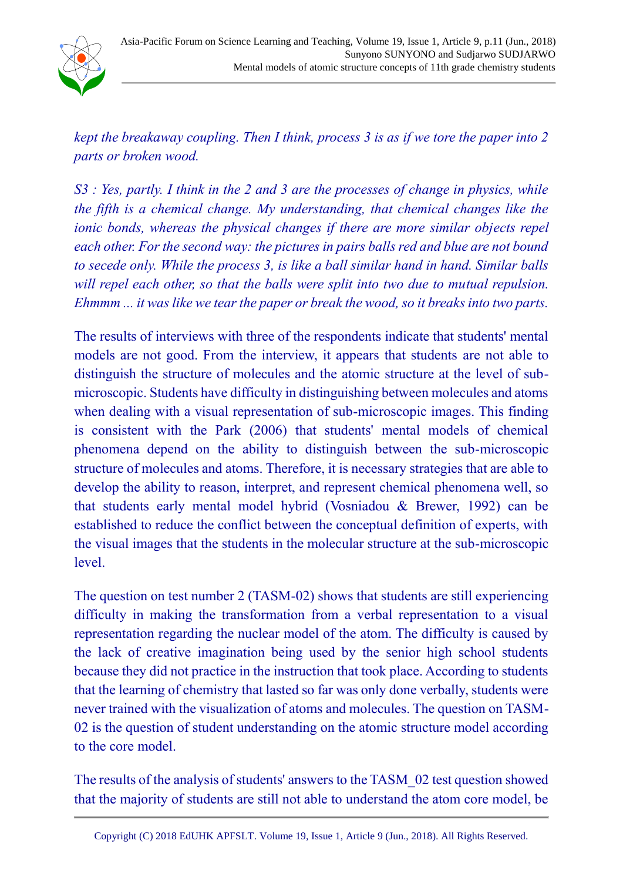*kept the breakaway coupling. Then I think, process 3 is as if we tore the paper into 2 parts or broken wood.*

*S3 : Yes, partly. I think in the 2 and 3 are the processes of change in physics, while the fifth is a chemical change. My understanding, that chemical changes like the ionic bonds, whereas the physical changes if there are more similar objects repel each other. For the second way: the pictures in pairs balls red and blue are not bound to secede only. While the process 3, is like a ball similar hand in hand. Similar balls will repel each other, so that the balls were split into two due to mutual repulsion. Ehmmm ... it was like we tear the paper or break the wood, so it breaks into two parts.*

The results of interviews with three of the respondents indicate that students' mental models are not good. From the interview, it appears that students are not able to distinguish the structure of molecules and the atomic structure at the level of sub-microscopic. Students have difficulty in distinguishing between molecules and atoms when dealing with a visual representation of sub-microscopic images. This finding is consistent with the Park (2006) that students' mental models of chemical phenomena depend on the ability to distinguish between the sub-microscopic structure of molecules and atoms. Therefore, it is necessary strategies that are able to develop the ability to reason, interpret, and represent chemical phenomena well, so that students early mental model hybrid (Vosniadou & Brewer, 1992) can be established to reduce the conflict between the conceptual definition of experts, with the visual images that the students in the molecular structure at the sub-microscopic level.

The question on test number 2 (TASM-02) shows that students are still experiencing difficulty in making the transformation from a verbal representation to a visual representation regarding the nuclear model of the atom. The difficulty is caused by the lack of creative imagination being used by the senior high school students because they did not practice in the instruction that took place. According to students that the learning of chemistry that lasted so far was only done verbally, students were never trained with the visualization of atoms and molecules. The question on TASM-02 is the question of student understanding on the atomic structure model according to the core model.

The results of the analysis of students' answers to the TASM_02 test question showed that the majority of students are still not able to understand the atom core model, be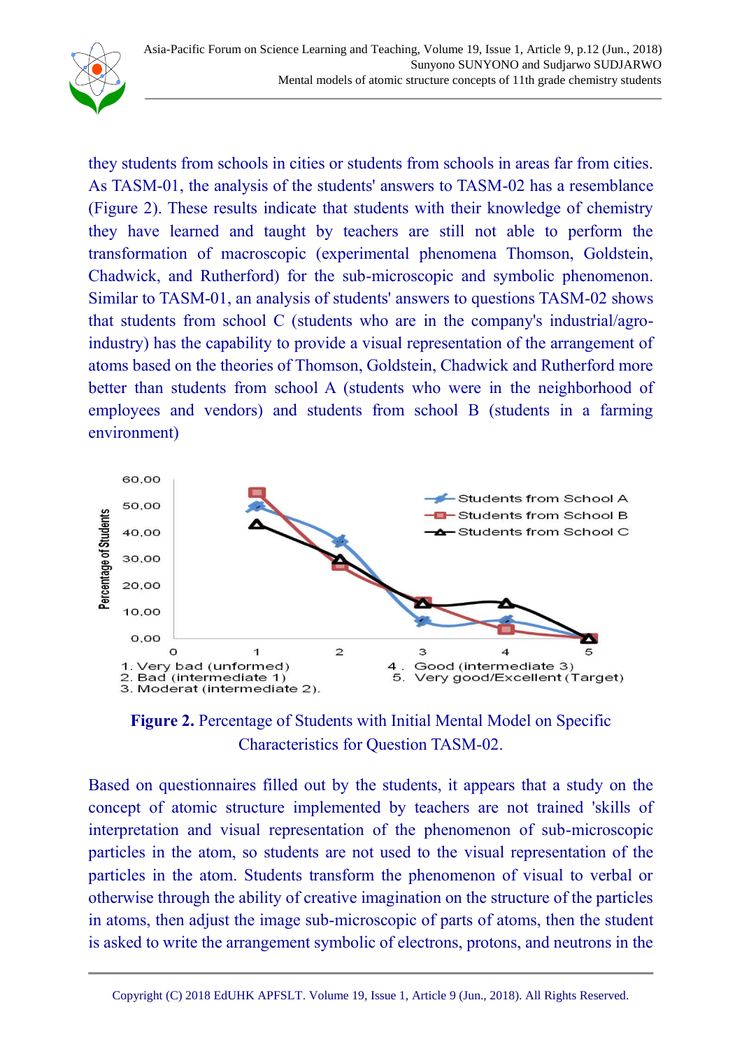they students from schools in cities or students from schools in areas far from cities. As TASM-01, the analysis of the students' answers to TASM-02 has a resemblance (Figure 2). These results indicate that students with their knowledge of chemistry they have learned and taught by teachers are still not able to perform the transformation of macroscopic (experimental phenomena Thomson, Goldstein, Chadwick, and Rutherford) for the sub-microscopic and symbolic phenomenon. Similar to TASM-01, an analysis of students' answers to questions TASM-02 shows that students from school C (students who are in the company's industrial/agro-industry) has the capability to provide a visual representation of the arrangement of atoms based on the theories of Thomson, Goldstein, Chadwick and Rutherford more better than students from school A (students who were in the neighborhood of employees and vendors) and students from school B (students in a farming environment)

**Figure 2.** Percentage of Students with Initial Mental Model on Specific Characteristics for Question TASM-02.

Based on questionnaires filled out by the students, it appears that a study on the concept of atomic structure implemented by teachers are not trained 'skills of interpretation and visual representation of the phenomenon of sub-microscopic particles in the atom, so students are not used to the visual representation of the particles in the atom. Students transform the phenomenon of visual to verbal or otherwise through the ability of creative imagination on the structure of the particles in atoms, then adjust the image sub-microscopic of parts of atoms, then the student is asked to write the arrangement symbolic of electrons, protons, and neutrons in the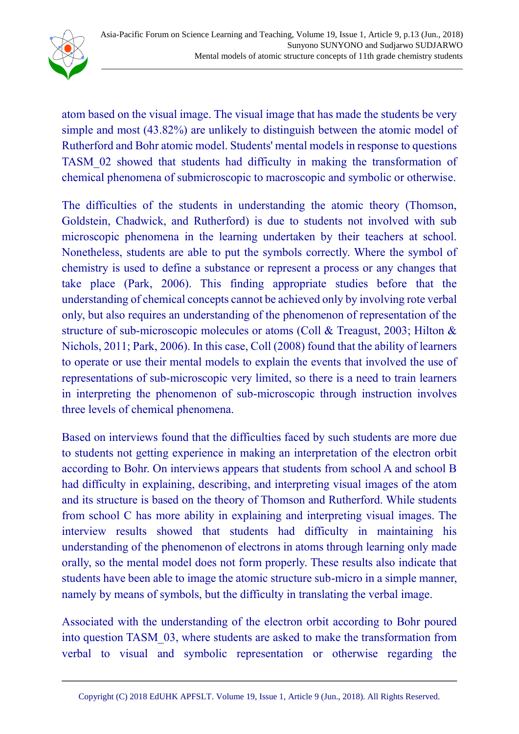atom based on the visual image. The visual image that has made the students be very simple and most (43.82%) are unlikely to distinguish between the atomic model of Rutherford and Bohr atomic model. Students' mental models in response to questions TASM_02 showed that students had difficulty in making the transformation of chemical phenomena of submicroscopic to macroscopic and symbolic or otherwise.

The difficulties of the students in understanding the atomic theory (Thomson, Goldstein, Chadwick, and Rutherford) is due to students not involved with sub microscopic phenomena in the learning undertaken by their teachers at school. Nonetheless, students are able to put the symbols correctly. Where the symbol of chemistry is used to define a substance or represent a process or any changes that take place (Park, 2006). This finding appropriate studies before that the understanding of chemical concepts cannot be achieved only by involving rote verbal only, but also requires an understanding of the phenomenon of representation of the structure of sub-microscopic molecules or atoms (Coll & Treagust, 2003; Hilton & Nichols, 2011; Park, 2006). In this case, Coll (2008) found that the ability of learners to operate or use their mental models to explain the events that involved the use of representations of sub-microscopic very limited, so there is a need to train learners in interpreting the phenomenon of sub-microscopic through instruction involves three levels of chemical phenomena.

Based on interviews found that the difficulties faced by such students are more due to students not getting experience in making an interpretation of the electron orbit according to Bohr. On interviews appears that students from school A and school B had difficulty in explaining, describing, and interpreting visual images of the atom and its structure is based on the theory of Thomson and Rutherford. While students from school C has more ability in explaining and interpreting visual images. The interview results showed that students had difficulty in maintaining his understanding of the phenomenon of electrons in atoms through learning only made orally, so the mental model does not form properly. These results also indicate that students have been able to image the atomic structure sub-micro in a simple manner, namely by means of symbols, but the difficulty in translating the verbal image.

Associated with the understanding of the electron orbit according to Bohr poured into question TASM_03, where students are asked to make the transformation from verbal to visual and symbolic representation or otherwise regarding the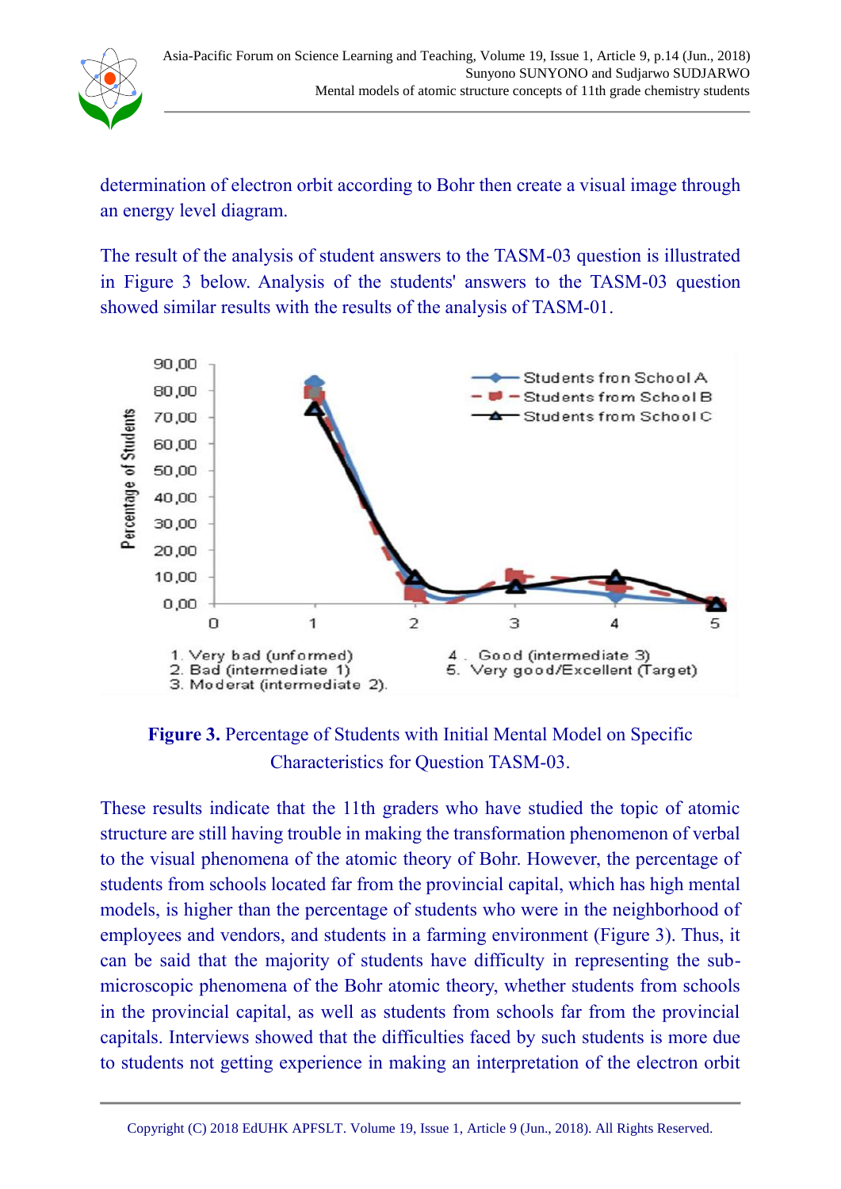determination of electron orbit according to Bohr then create a visual image through an energy level diagram.

The result of the analysis of student answers to the TASM-03 question is illustrated in Figure 3 below. Analysis of the students' answers to the TASM-03 question showed similar results with the results of the analysis of TASM-01.

**Figure 3.** Percentage of Students with Initial Mental Model on Specific Characteristics for Question TASM-03.

These results indicate that the 11th graders who have studied the topic of atomic structure are still having trouble in making the transformation phenomenon of verbal to the visual phenomena of the atomic theory of Bohr. However, the percentage of students from schools located far from the provincial capital, which has high mental models, is higher than the percentage of students who were in the neighborhood of employees and vendors, and students in a farming environment (Figure 3). Thus, it can be said that the majority of students have difficulty in representing the sub-microscopic phenomena of the Bohr atomic theory, whether students from schools in the provincial capital, as well as students from schools far from the provincial capitals. Interviews showed that the difficulties faced by such students is more due to students not getting experience in making an interpretation of the electron orbit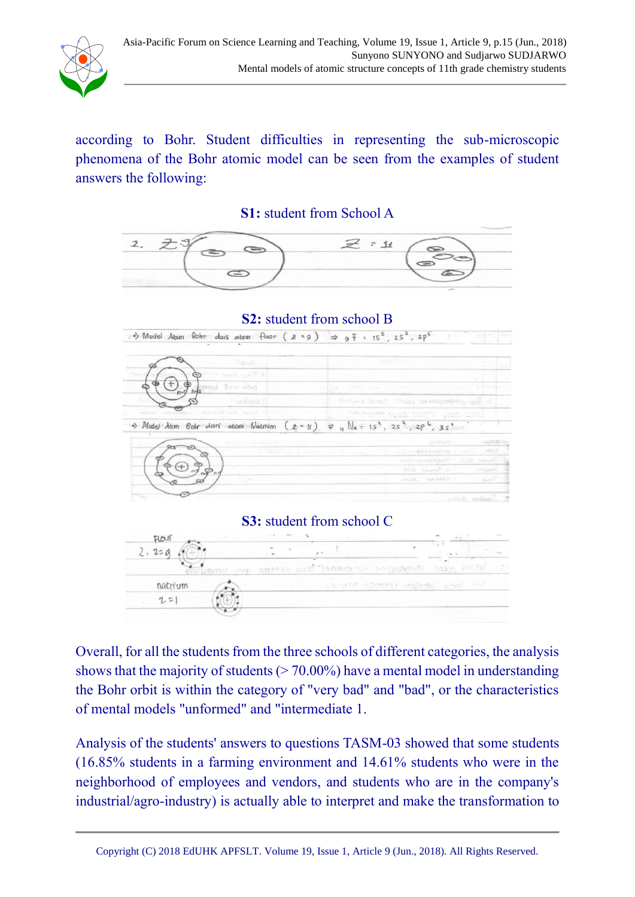according to Bohr. Student difficulties in representing the sub-microscopic phenomena of the Bohr atomic model can be seen from the examples of student answers the following:

**S1:** student from School A

**S2:** student from school B

**S3:** student from school C

Overall, for all the students from the three schools of different categories, the analysis shows that the majority of students (> 70.00%) have a mental model in understanding the Bohr orbit is within the category of "very bad" and "bad", or the characteristics of mental models "unformed" and "intermediate 1.

Analysis of the students' answers to questions TASM-03 showed that some students (16.85% students in a farming environment and 14.61% students who were in the neighborhood of employees and vendors, and students who are in the company's industrial/agro-industry) is actually able to interpret and make the transformation to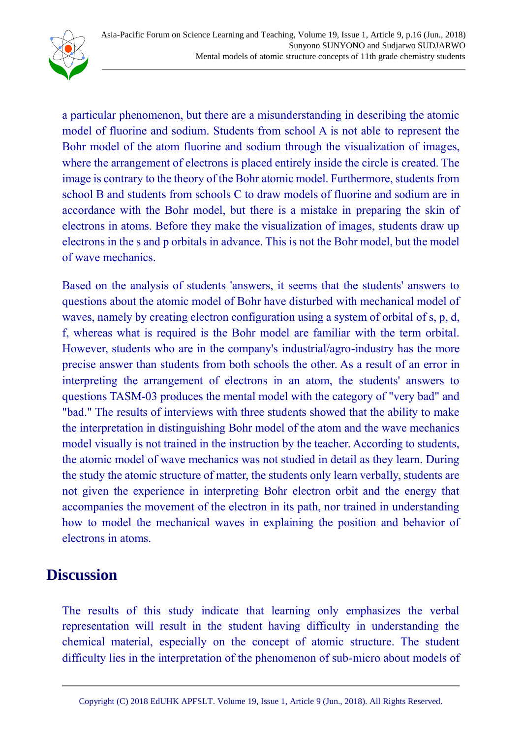a particular phenomenon, but there are a misunderstanding in describing the atomic model of fluorine and sodium. Students from school A is not able to represent the Bohr model of the atom fluorine and sodium through the visualization of images, where the arrangement of electrons is placed entirely inside the circle is created. The image is contrary to the theory of the Bohr atomic model. Furthermore, students from school B and students from schools C to draw models of fluorine and sodium are in accordance with the Bohr model, but there is a mistake in preparing the skin of electrons in atoms. Before they make the visualization of images, students draw up electrons in the s and p orbitals in advance. This is not the Bohr model, but the model of wave mechanics.

Based on the analysis of students 'answers, it seems that the students' answers to questions about the atomic model of Bohr have disturbed with mechanical model of waves, namely by creating electron configuration using a system of orbital of s, p, d, f, whereas what is required is the Bohr model are familiar with the term orbital. However, students who are in the company's industrial/agro-industry has the more precise answer than students from both schools the other. As a result of an error in interpreting the arrangement of electrons in an atom, the students' answers to questions TASM-03 produces the mental model with the category of "very bad" and "bad." The results of interviews with three students showed that the ability to make the interpretation in distinguishing Bohr model of the atom and the wave mechanics model visually is not trained in the instruction by the teacher. According to students, the atomic model of wave mechanics was not studied in detail as they learn. During the study the atomic structure of matter, the students only learn verbally, students are not given the experience in interpreting Bohr electron orbit and the energy that accompanies the movement of the electron in its path, nor trained in understanding how to model the mechanical waves in explaining the position and behavior of electrons in atoms.

## Discussion

The results of this study indicate that learning only emphasizes the verbal representation will result in the student having difficulty in understanding the chemical material, especially on the concept of atomic structure. The student difficulty lies in the interpretation of the phenomenon of sub-micro about models of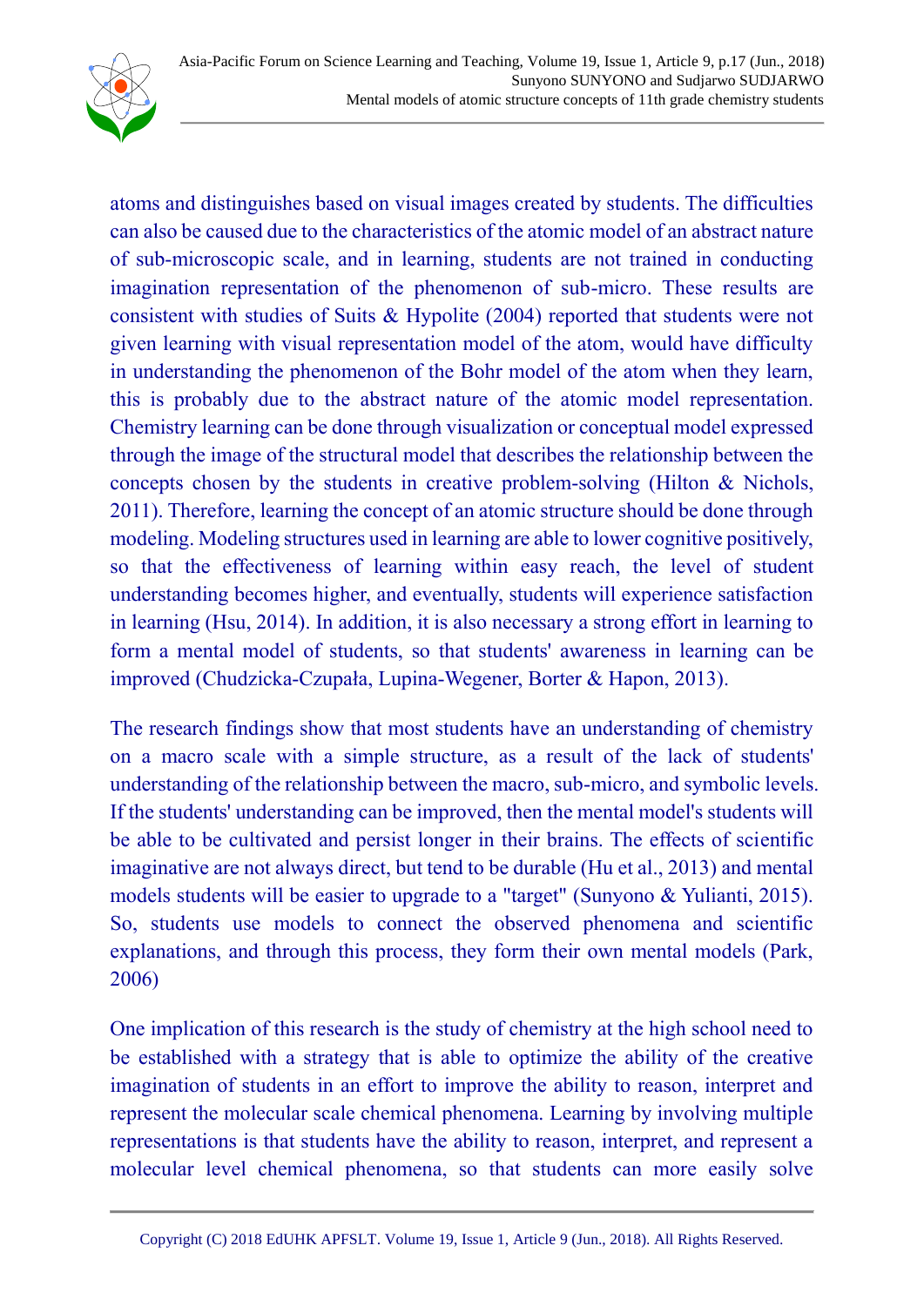atoms and distinguishes based on visual images created by students. The difficulties can also be caused due to the characteristics of the atomic model of an abstract nature of sub-microscopic scale, and in learning, students are not trained in conducting imagination representation of the phenomenon of sub-micro. These results are consistent with studies of Suits & Hypolite (2004) reported that students were not given learning with visual representation model of the atom, would have difficulty in understanding the phenomenon of the Bohr model of the atom when they learn, this is probably due to the abstract nature of the atomic model representation. Chemistry learning can be done through visualization or conceptual model expressed through the image of the structural model that describes the relationship between the concepts chosen by the students in creative problem-solving (Hilton & Nichols, 2011). Therefore, learning the concept of an atomic structure should be done through modeling. Modeling structures used in learning are able to lower cognitive positively, so that the effectiveness of learning within easy reach, the level of student understanding becomes higher, and eventually, students will experience satisfaction in learning (Hsu, 2014). In addition, it is also necessary a strong effort in learning to form a mental model of students, so that students' awareness in learning can be improved (Chudzicka-Czupała, Lupina-Wegener, Borter & Hapon, 2013).

The research findings show that most students have an understanding of chemistry on a macro scale with a simple structure, as a result of the lack of students' understanding of the relationship between the macro, sub-micro, and symbolic levels. If the students' understanding can be improved, then the mental model's students will be able to be cultivated and persist longer in their brains. The effects of scientific imaginative are not always direct, but tend to be durable (Hu et al., 2013) and mental models students will be easier to upgrade to a "target" (Sunyono & Yulianti, 2015). So, students use models to connect the observed phenomena and scientific explanations, and through this process, they form their own mental models (Park, 2006)

One implication of this research is the study of chemistry at the high school need to be established with a strategy that is able to optimize the ability of the creative imagination of students in an effort to improve the ability to reason, interpret and represent the molecular scale chemical phenomena. Learning by involving multiple representations is that students have the ability to reason, interpret, and represent a molecular level chemical phenomena, so that students can more easily solve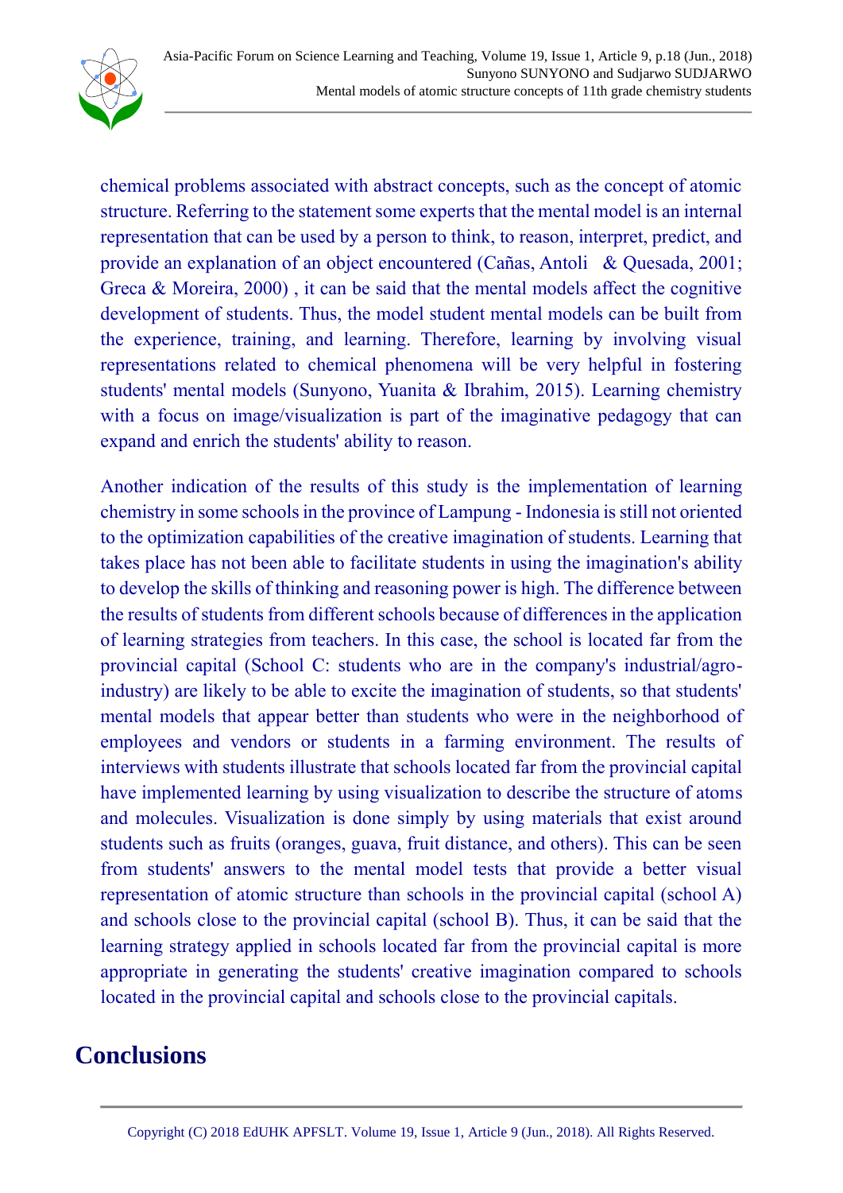chemical problems associated with abstract concepts, such as the concept of atomic structure. Referring to the statement some experts that the mental model is an internal representation that can be used by a person to think, to reason, interpret, predict, and provide an explanation of an object encountered (Cañas, Antoli & Quesada, 2001; Greca & Moreira, 2000) , it can be said that the mental models affect the cognitive development of students. Thus, the model student mental models can be built from the experience, training, and learning. Therefore, learning by involving visual representations related to chemical phenomena will be very helpful in fostering students' mental models (Sunyono, Yuanita & Ibrahim, 2015). Learning chemistry with a focus on image/visualization is part of the imaginative pedagogy that can expand and enrich the students' ability to reason.

Another indication of the results of this study is the implementation of learning chemistry in some schools in the province of Lampung - Indonesia is still not oriented to the optimization capabilities of the creative imagination of students. Learning that takes place has not been able to facilitate students in using the imagination's ability to develop the skills of thinking and reasoning power is high. The difference between the results of students from different schools because of differences in the application of learning strategies from teachers. In this case, the school is located far from the provincial capital (School C: students who are in the company's industrial/agro-industry) are likely to be able to excite the imagination of students, so that students' mental models that appear better than students who were in the neighborhood of employees and vendors or students in a farming environment. The results of interviews with students illustrate that schools located far from the provincial capital have implemented learning by using visualization to describe the structure of atoms and molecules. Visualization is done simply by using materials that exist around students such as fruits (oranges, guava, fruit distance, and others). This can be seen from students' answers to the mental model tests that provide a better visual representation of atomic structure than schools in the provincial capital (school A) and schools close to the provincial capital (school B). Thus, it can be said that the learning strategy applied in schools located far from the provincial capital is more appropriate in generating the students' creative imagination compared to schools located in the provincial capital and schools close to the provincial capitals.

## Conclusions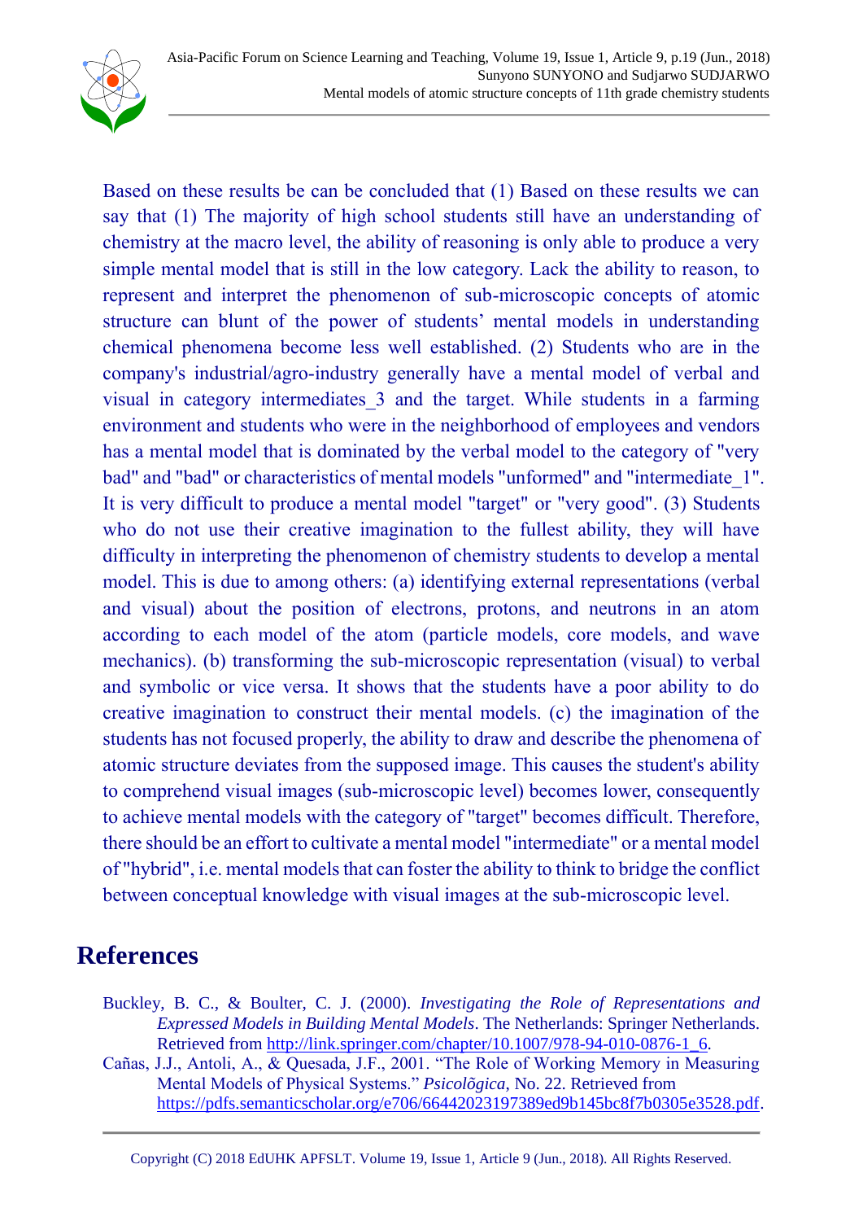Based on these results be can be concluded that (1) Based on these results we can say that (1) The majority of high school students still have an understanding of chemistry at the macro level, the ability of reasoning is only able to produce a very simple mental model that is still in the low category. Lack the ability to reason, to represent and interpret the phenomenon of sub-microscopic concepts of atomic structure can blunt of the power of students' mental models in understanding chemical phenomena become less well established. (2) Students who are in the company's industrial/agro-industry generally have a mental model of verbal and visual in category intermediates_3 and the target. While students in a farming environment and students who were in the neighborhood of employees and vendors has a mental model that is dominated by the verbal model to the category of "very bad" and "bad" or characteristics of mental models "unformed" and "intermediate_1". It is very difficult to produce a mental model "target" or "very good". (3) Students who do not use their creative imagination to the fullest ability, they will have difficulty in interpreting the phenomenon of chemistry students to develop a mental model. This is due to among others: (a) identifying external representations (verbal and visual) about the position of electrons, protons, and neutrons in an atom according to each model of the atom (particle models, core models, and wave mechanics). (b) transforming the sub-microscopic representation (visual) to verbal and symbolic or vice versa. It shows that the students have a poor ability to do creative imagination to construct their mental models. (c) the imagination of the students has not focused properly, the ability to draw and describe the phenomena of atomic structure deviates from the supposed image. This causes the student's ability to comprehend visual images (sub-microscopic level) becomes lower, consequently to achieve mental models with the category of "target" becomes difficult. Therefore, there should be an effort to cultivate a mental model "intermediate" or a mental model of "hybrid", i.e. mental models that can foster the ability to think to bridge the conflict between conceptual knowledge with visual images at the sub-microscopic level.

## References

Buckley, B. C., & Boulter, C. J. (2000). *Investigating the Role of Representations and Expressed Models in Building Mental Models*. The Netherlands: Springer Netherlands. Retrieved from http://link.springer.com/chapter/10.1007/978-94-010-0876-1_6.

Cañas, J.J., Antoli, A., & Quesada, J.F., 2001. "The Role of Working Memory in Measuring Mental Models of Physical Systems." *Psicolõgica*, No. 22. Retrieved from https://pdfs.semanticscholar.org/e706/66442023197389ed9b145bc8f7b0305e3528.pdf.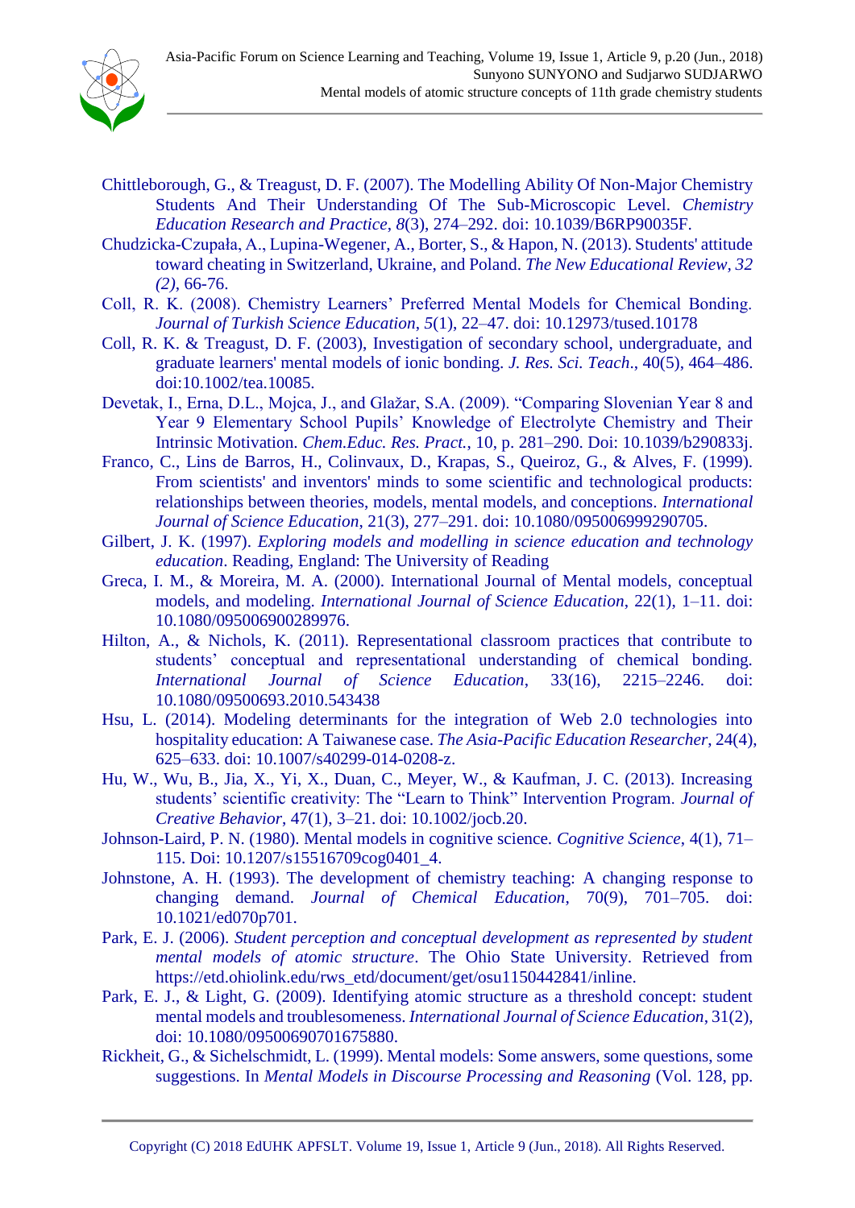Chittleborough, G., & Treagust, D. F. (2007). The Modelling Ability Of Non-Major Chemistry Students And Their Understanding Of The Sub-Microscopic Level. *Chemistry Education Research and Practice*, *8*(3), 274–292. doi: 10.1039/B6RP90035F.

Chudzicka-Czupała, A., Lupina-Wegener, A., Borter, S., & Hapon, N. (2013). Students' attitude toward cheating in Switzerland, Ukraine, and Poland. *The New Educational Review*, *32 (2)*, 66-76.

Coll, R. K. (2008). Chemistry Learners' Preferred Mental Models for Chemical Bonding. *Journal of Turkish Science Education*, *5*(1), 22–47. doi: 10.12973/tused.10178

Coll, R. K. & Treagust, D. F. (2003), Investigation of secondary school, undergraduate, and graduate learners' mental models of ionic bonding. *J. Res. Sci. Teach*., 40(5), 464–486. doi:10.1002/tea.10085.

Devetak, I., Erna, D.L., Mojca, J., and Glažar, S.A. (2009). "Comparing Slovenian Year 8 and Year 9 Elementary School Pupils' Knowledge of Electrolyte Chemistry and Their Intrinsic Motivation. *Chem.Educ. Res. Pract.*, 10, p. 281–290. Doi: 10.1039/b290833j.

Franco, C., Lins de Barros, H., Colinvaux, D., Krapas, S., Queiroz, G., & Alves, F. (1999). From scientists' and inventors' minds to some scientific and technological products: relationships between theories, models, mental models, and conceptions. *International Journal of Science Education*, 21(3), 277–291. doi: 10.1080/095006999290705.

Gilbert, J. K. (1997). *Exploring models and modelling in science education and technology education*. Reading, England: The University of Reading

Greca, I. M., & Moreira, M. A. (2000). International Journal of Mental models, conceptual models, and modeling. *International Journal of Science Education*, 22(1), 1–11. doi: 10.1080/095006900289976.

Hilton, A., & Nichols, K. (2011). Representational classroom practices that contribute to students' conceptual and representational understanding of chemical bonding. *International Journal of Science Education*, 33(16), 2215–2246. doi: 10.1080/09500693.2010.543438

Hsu, L. (2014). Modeling determinants for the integration of Web 2.0 technologies into hospitality education: A Taiwanese case. *The Asia-Pacific Education Researcher*, 24(4), 625–633. doi: 10.1007/s40299-014-0208-z.

Hu, W., Wu, B., Jia, X., Yi, X., Duan, C., Meyer, W., & Kaufman, J. C. (2013). Increasing students' scientific creativity: The "Learn to Think" Intervention Program. *Journal of Creative Behavior*, 47(1), 3–21. doi: 10.1002/jocb.20.

Johnson-Laird, P. N. (1980). Mental models in cognitive science. *Cognitive Science*, 4(1), 71–115. Doi: 10.1207/s15516709cog0401_4.

Johnstone, A. H. (1993). The development of chemistry teaching: A changing response to changing demand. *Journal of Chemical Education*, 70(9), 701–705. doi: 10.1021/ed070p701.

Park, E. J. (2006). *Student perception and conceptual development as represented by student mental models of atomic structure*. The Ohio State University. Retrieved from https://etd.ohiolink.edu/rws_etd/document/get/osu1150442841/inline.

Park, E. J., & Light, G. (2009). Identifying atomic structure as a threshold concept: student mental models and troublesomeness. *International Journal of Science Education*, 31(2), doi: 10.1080/09500690701675880.

Rickheit, G., & Sichelschmidt, L. (1999). Mental models: Some answers, some questions, some suggestions. In *Mental Models in Discourse Processing and Reasoning* (Vol. 128, pp.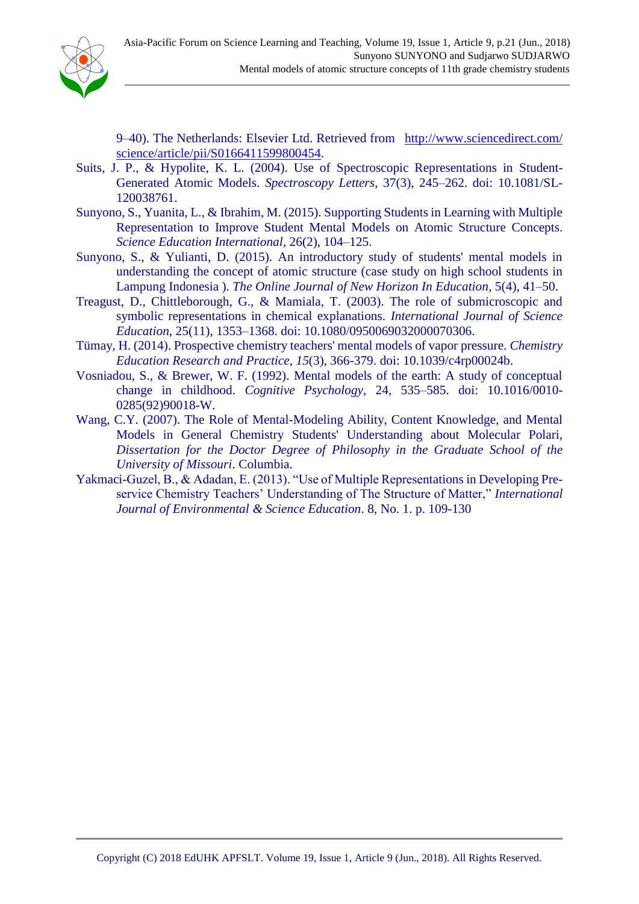9–40). The Netherlands: Elsevier Ltd. Retrieved from http://www.sciencedirect.com/science/article/pii/S0166411599800454.

Suits, J. P., & Hypolite, K. L. (2004). Use of Spectroscopic Representations in Student-Generated Atomic Models. *Spectroscopy Letters*, 37(3), 245–262. doi: 10.1081/SL-120038761.

Sunyono, S., Yuanita, L., & Ibrahim, M. (2015). Supporting Students in Learning with Multiple Representation to Improve Student Mental Models on Atomic Structure Concepts. *Science Education International*, 26(2), 104–125.

Sunyono, S., & Yulianti, D. (2015). An introductory study of students' mental models in understanding the concept of atomic structure (case study on high school students in Lampung Indonesia ). *The Online Journal of New Horizon In Education*, 5(4), 41–50.

Treagust, D., Chittleborough, G., & Mamiala, T. (2003). The role of submicroscopic and symbolic representations in chemical explanations. *International Journal of Science Education*, 25(11), 1353–1368. doi: 10.1080/0950069032000070306.

Tümay, H. (2014). Prospective chemistry teachers' mental models of vapor pressure. *Chemistry Education Research and Practice*, *15*(3), 366-379. doi: 10.1039/c4rp00024b.

Vosniadou, S., & Brewer, W. F. (1992). Mental models of the earth: A study of conceptual change in childhood. *Cognitive Psychology*, 24, 535–585. doi: 10.1016/0010-0285(92)90018-W.

Wang, C.Y. (2007). The Role of Mental-Modeling Ability, Content Knowledge, and Mental Models in General Chemistry Students' Understanding about Molecular Polari, *Dissertation for the Doctor Degree of Philosophy in the Graduate School of the University of Missouri*. Columbia.

Yakmaci-Guzel, B., & Adadan, E. (2013). "Use of Multiple Representations in Developing Pre-service Chemistry Teachers' Understanding of The Structure of Matter," *International Journal of Environmental & Science Education*. 8, No. 1. p. 109-130